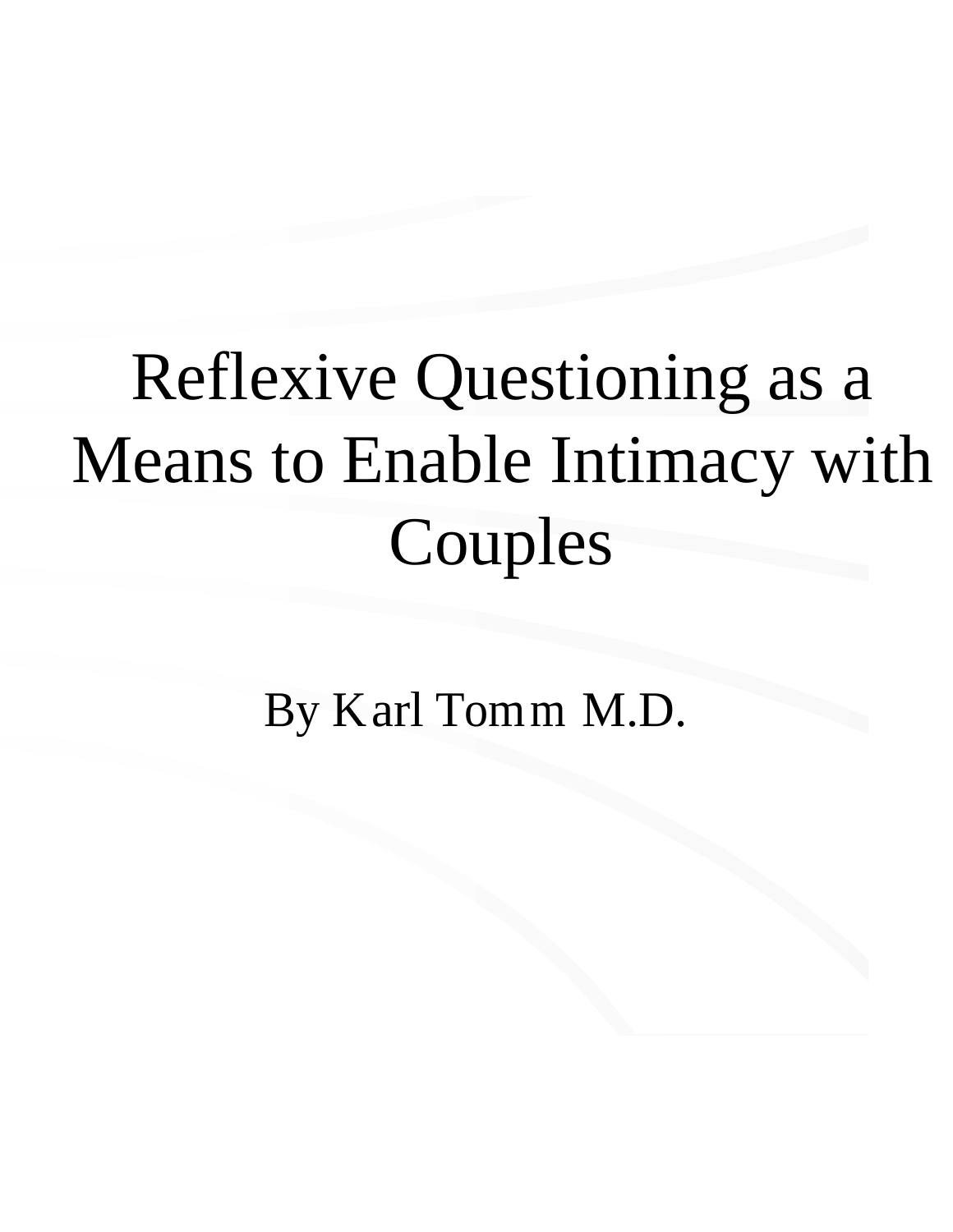# Reflexive Questioning as a Means to Enable Intimacy with Couples

By Karl Tomm M.D.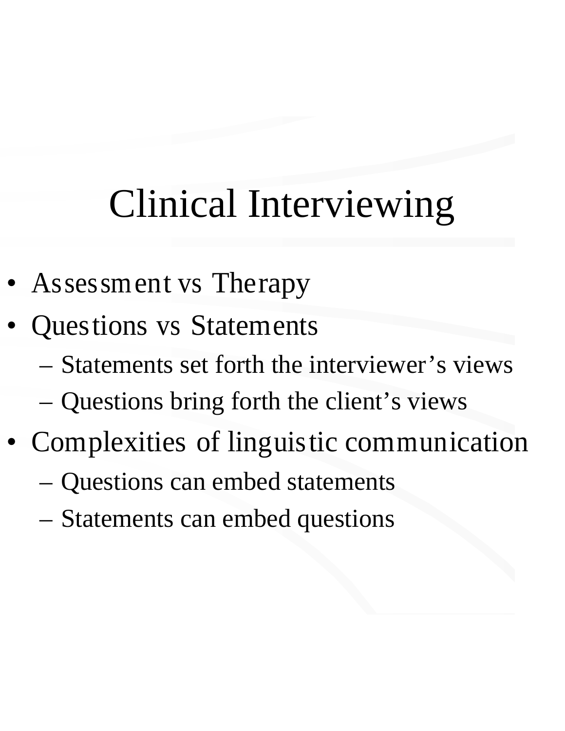# Clinical Interviewing

- Assessment vs Therapy
- Questions vs Statements
  - Statements set forth the interviewer's views
  - Questions bring forth the client's views
- Complexities of linguistic communication
  - Questions can embed statements
  - Statements can embed questions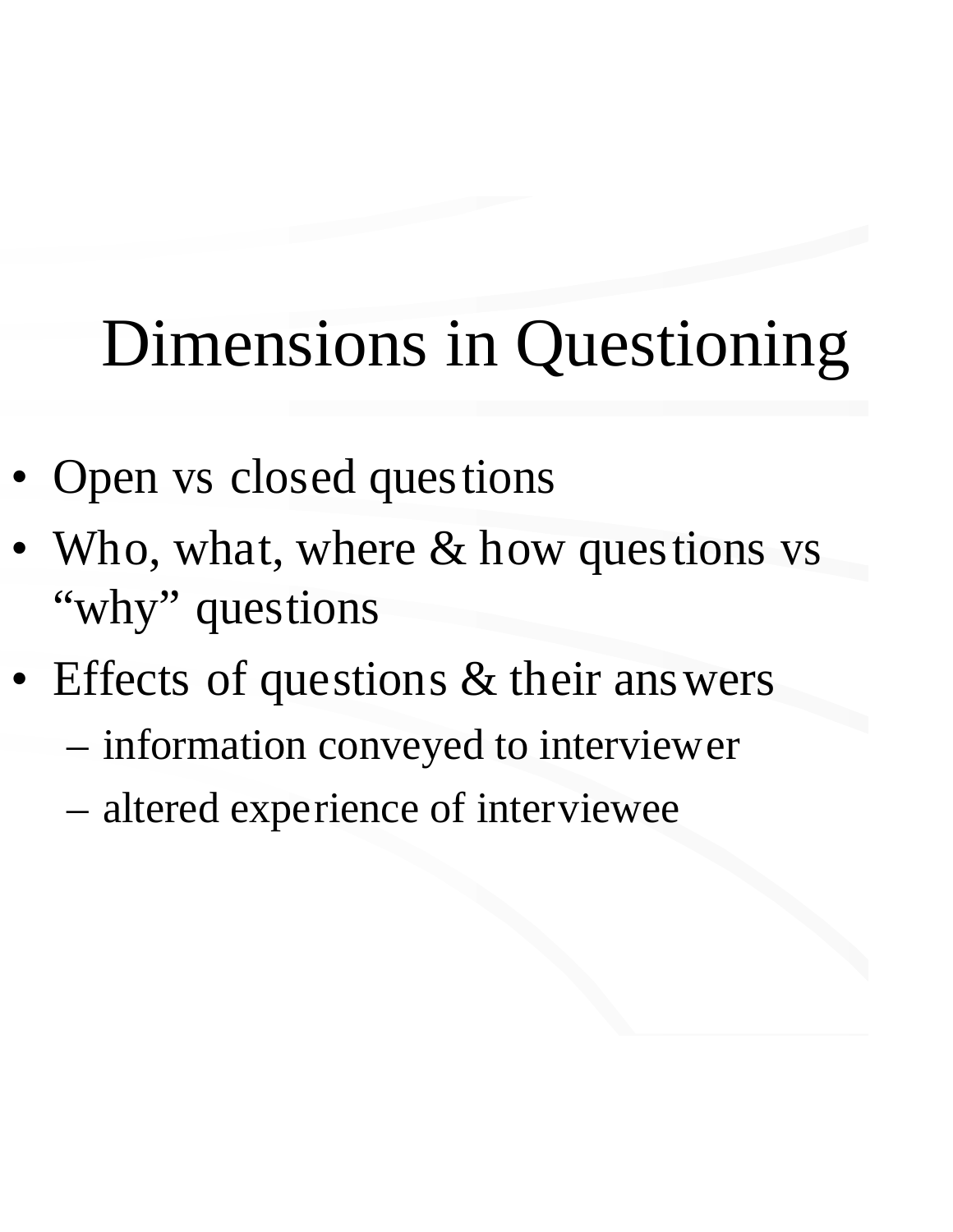# Dimensions in Questioning

- Open vs closed questions
- Who, what, where & how questions vs "why" questions
- Effects of questions & their answers
  - information conveyed to interviewer
  - altered experience of interviewee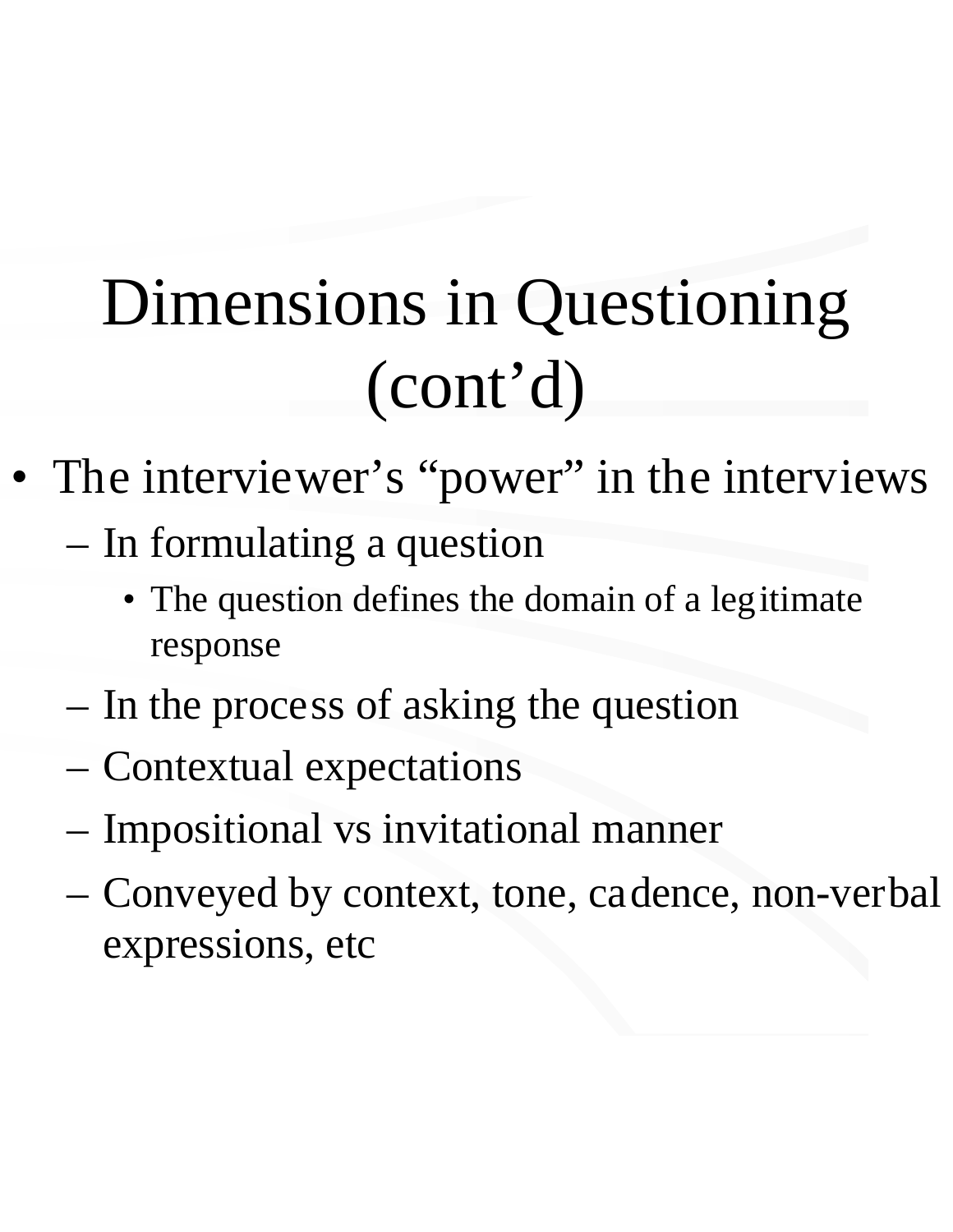# Dimensions in Questioning (cont'd)

- The interviewer's "power" in the interviews
  - In formulating a question
    - The question defines the domain of a legitimate response
  - In the process of asking the question
  - Contextual expectations
  - Impositional vs invitational manner
  - Conveyed by context, tone, cadence, non-verbal expressions, etc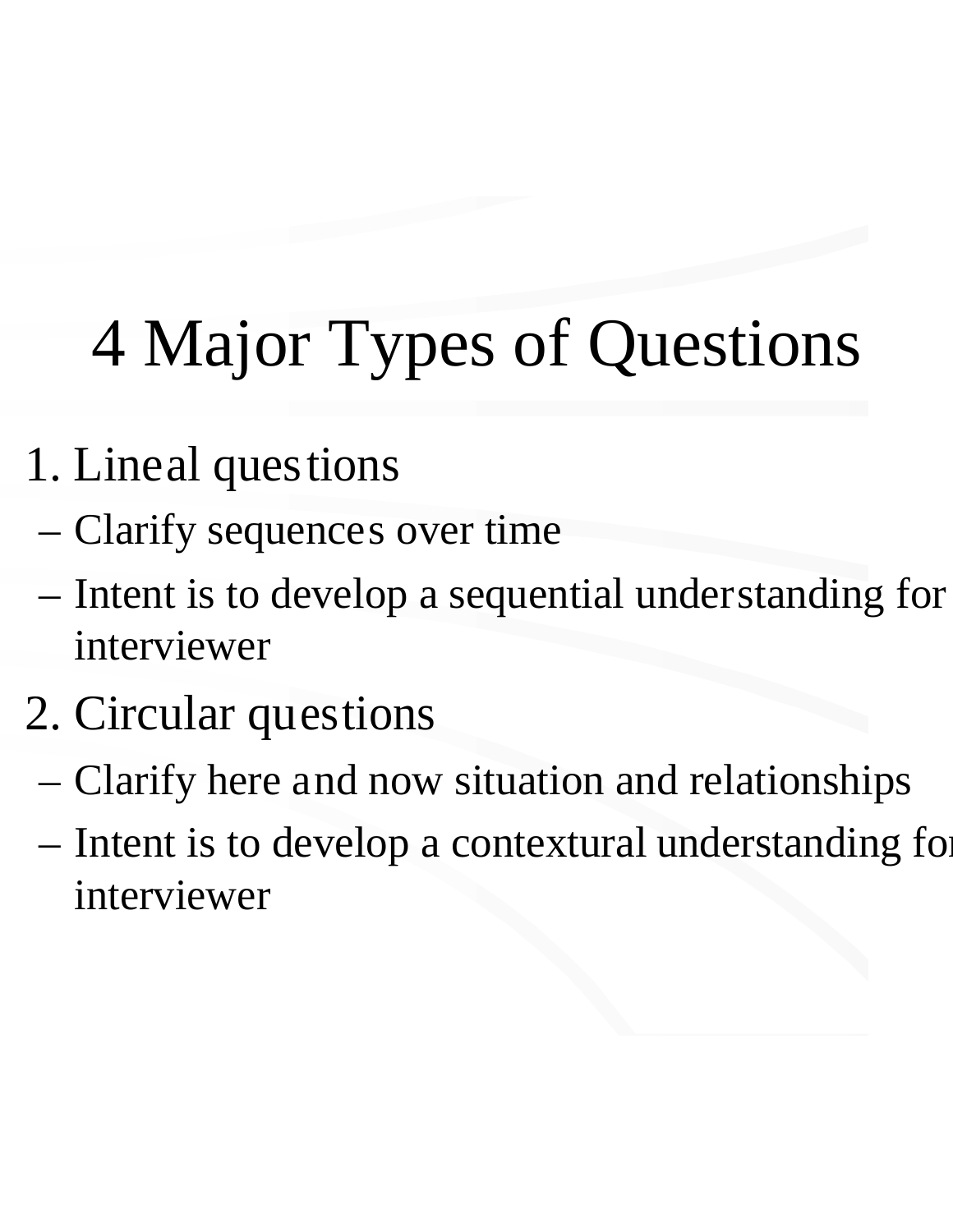# 4 Major Types of Questions

1. Lineal questions
   - Clarify sequences over time
   - Intent is to develop a sequential understanding for interviewer
2. Circular questions
   - Clarify here and now situation and relationships
   - Intent is to develop a contextual understanding for interviewer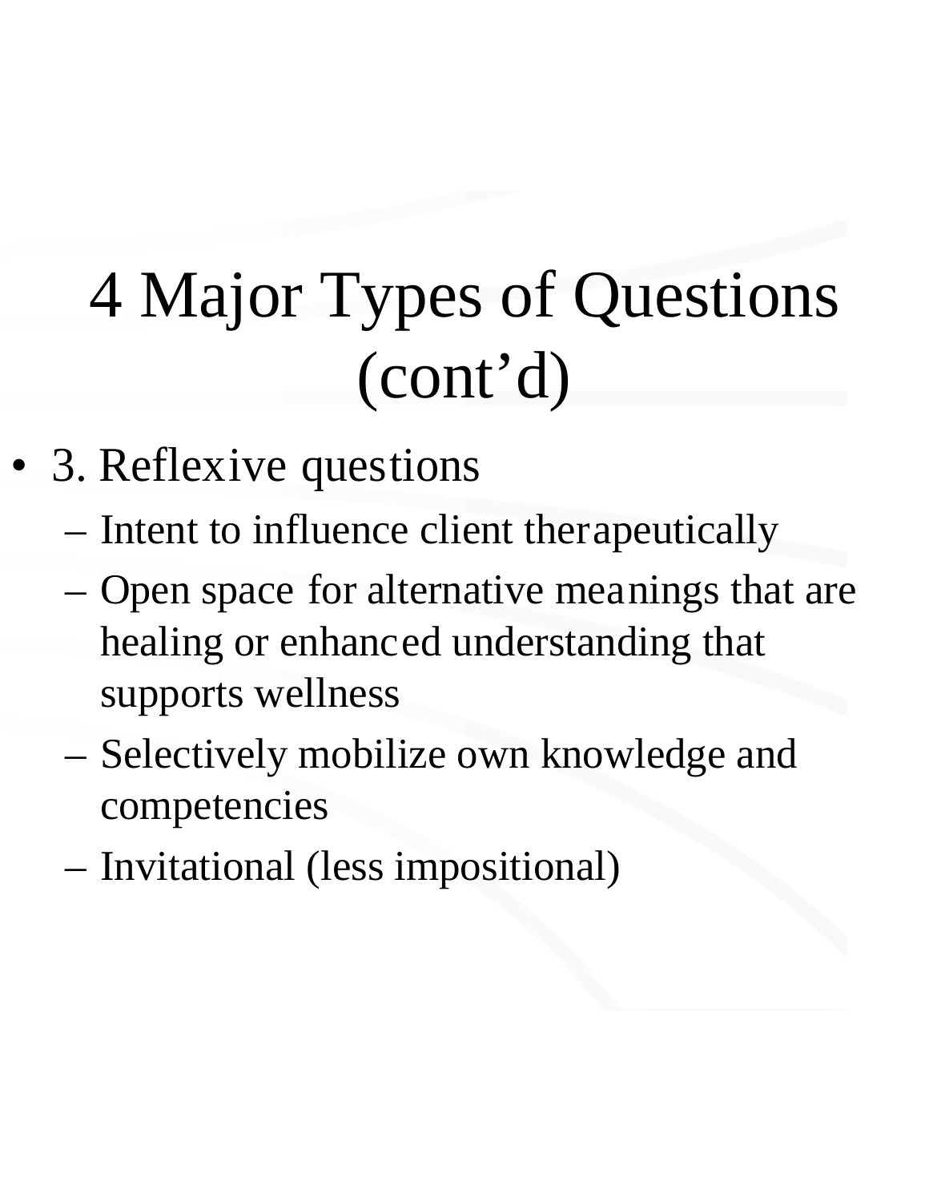# 4 Major Types of Questions (cont'd)

- 3. Reflexive questions
  - Intent to influence client therapeutically
  - Open space for alternative meanings that are healing or enhanced understanding that supports wellness
  - Selectively mobilize own knowledge and competencies
  - Invitational (less impositional)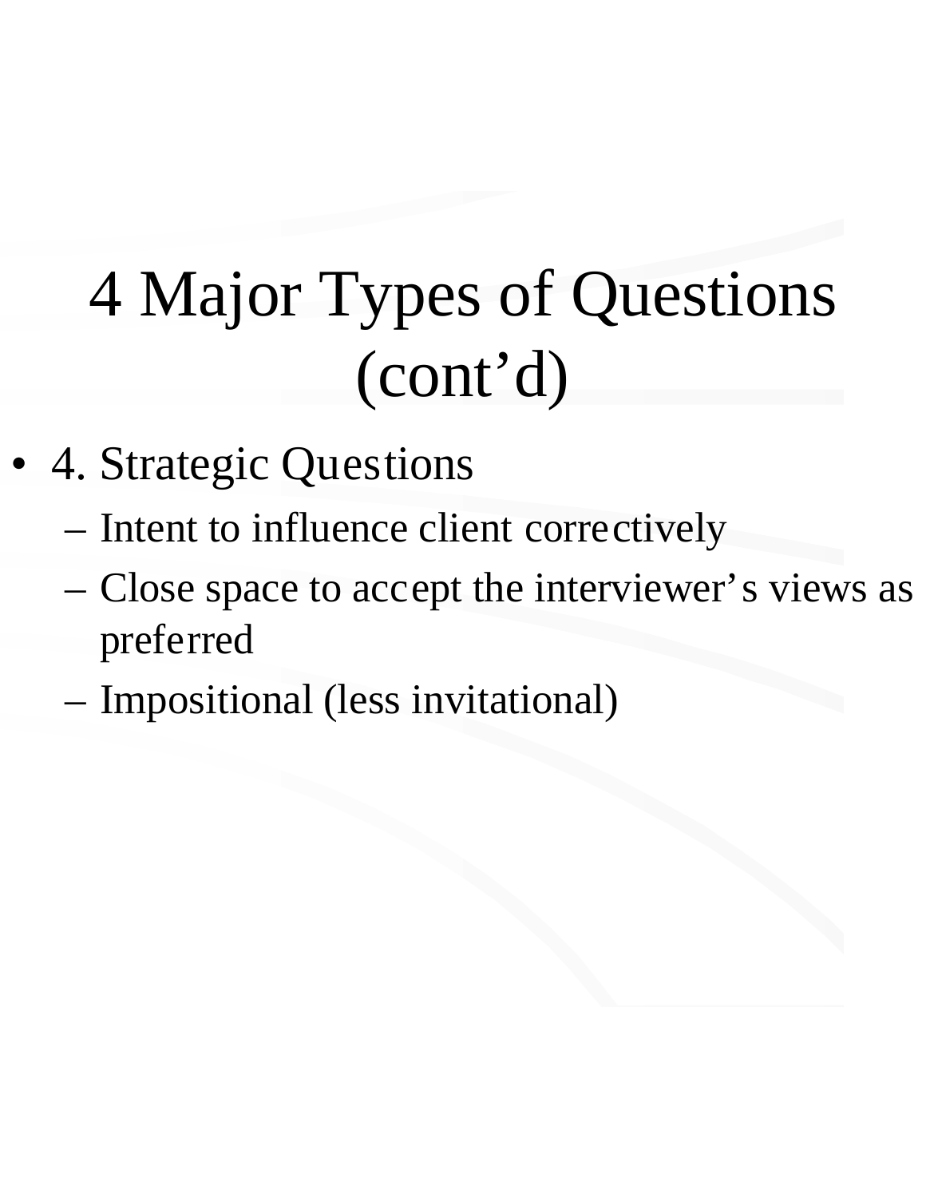# 4 Major Types of Questions (cont'd)

- 4. Strategic Questions
  - Intent to influence client correctively
  - Close space to accept the interviewer's views as preferred
  - Impositional (less invitational)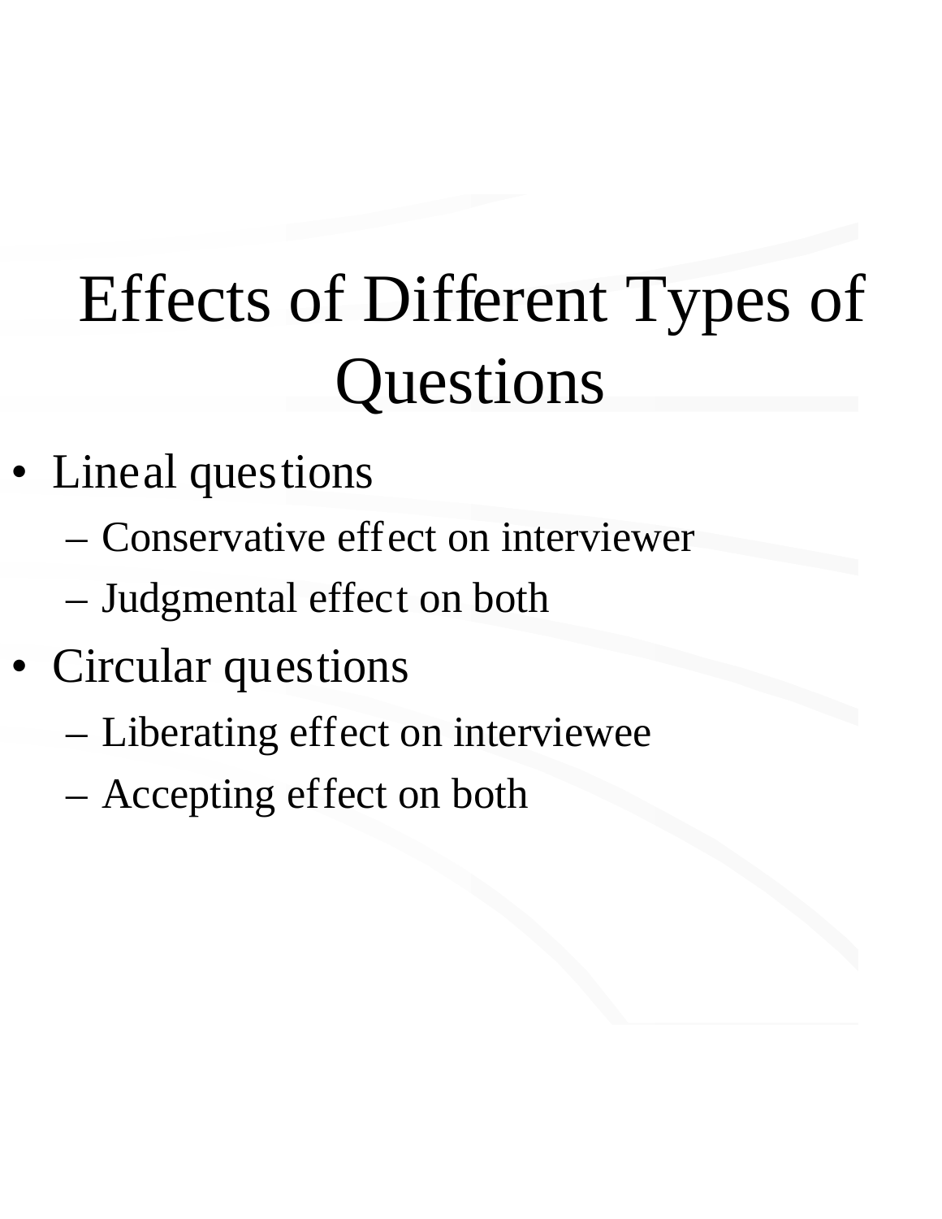# Effects of Different Types of Questions

- Lineal questions
  - Conservative effect on interviewer
  - Judgmental effect on both
- Circular questions
  - Liberating effect on interviewee
  - Accepting effect on both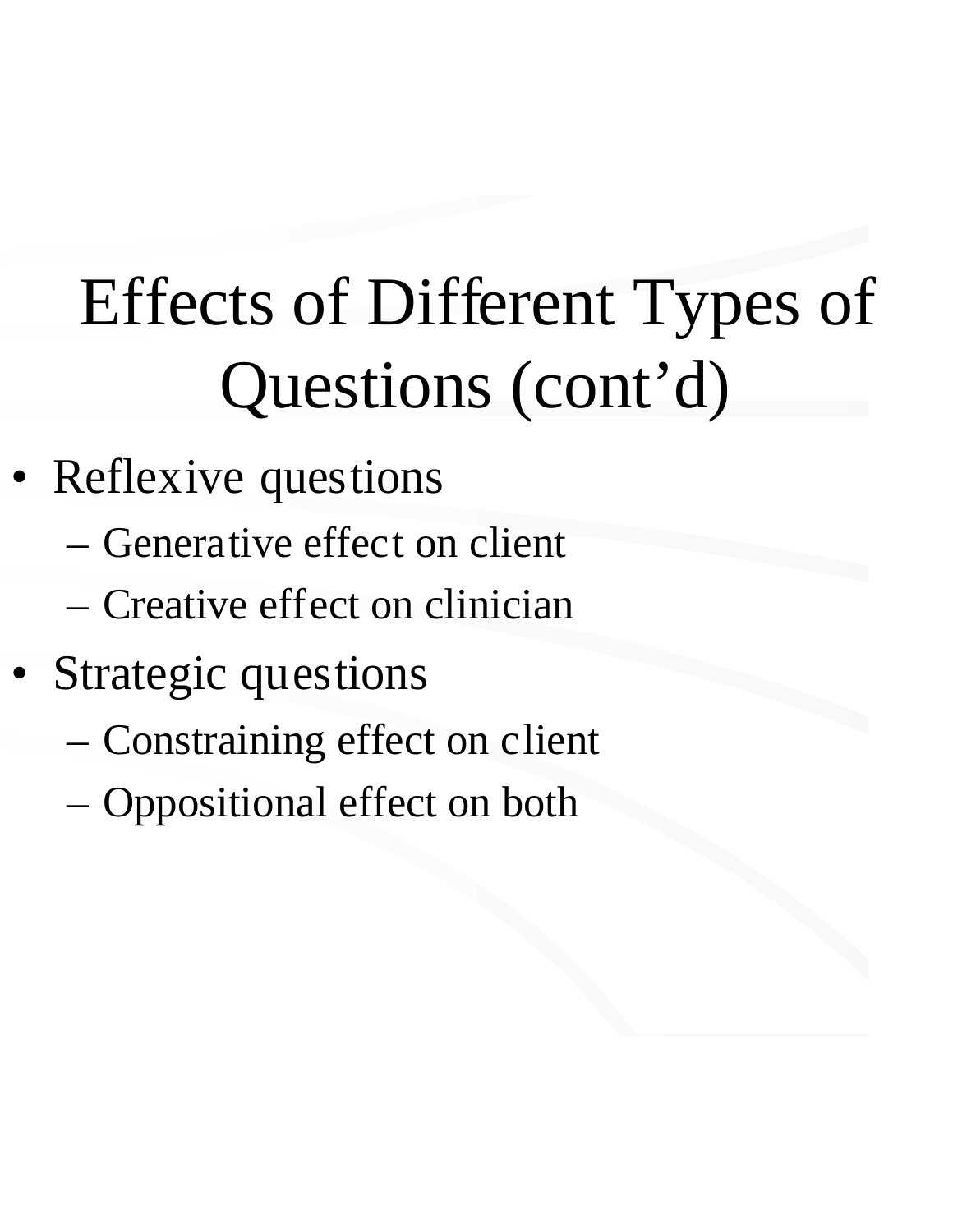# Effects of Different Types of Questions (cont'd)

- Reflexive questions
  - Generative effect on client
  - Creative effect on clinician
- Strategic questions
  - Constraining effect on client
  - Oppositional effect on both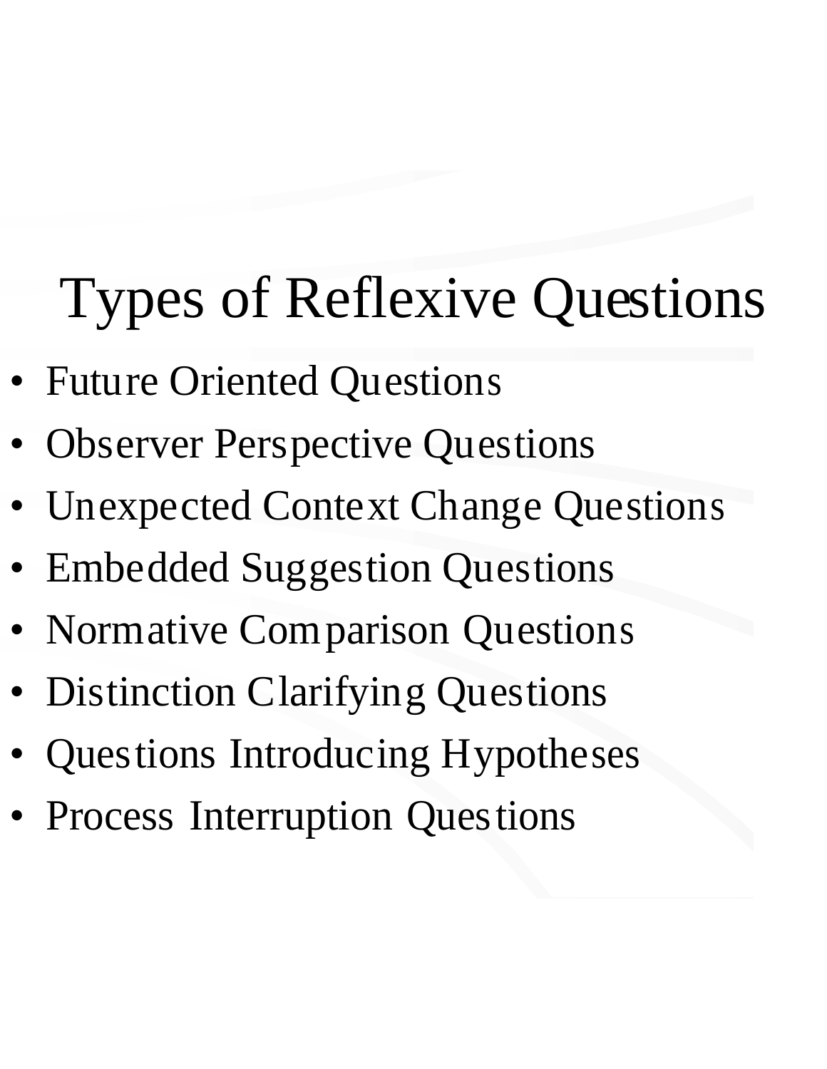# Types of Reflexive Questions

- Future Oriented Questions
- Observer Perspective Questions
- Unexpected Context Change Questions
- Embedded Suggestion Questions
- Normative Comparison Questions
- Distinction Clarifying Questions
- Questions Introducing Hypotheses
- Process Interruption Questions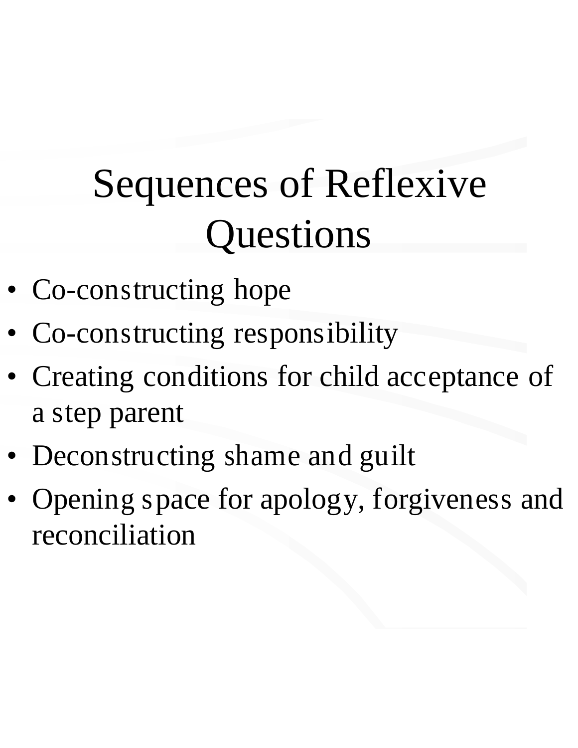# Sequences of Reflexive Questions

- Co-constructing hope
- Co-constructing responsibility
- Creating conditions for child acceptance of a step parent
- Deconstructing shame and guilt
- Opening space for apology, forgiveness and reconciliation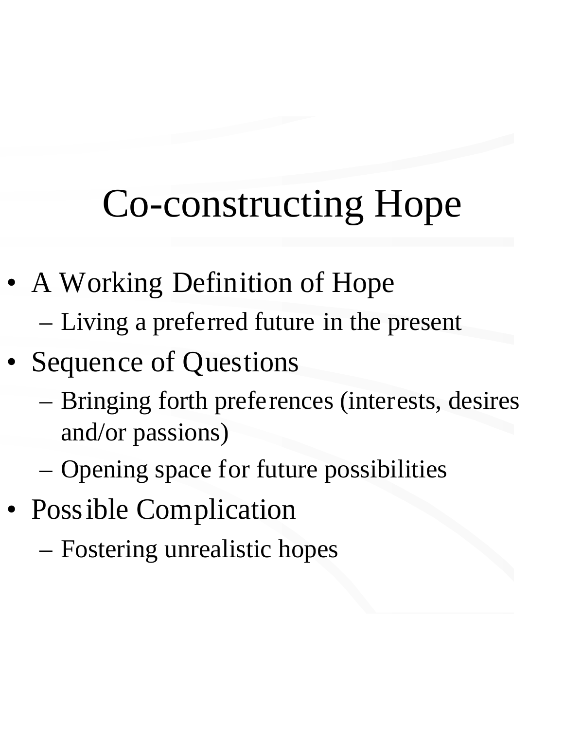# Co-constructing Hope

- A Working Definition of Hope
  - Living a preferred future in the present
- Sequence of Questions
  - Bringing forth preferences (interests, desires and/or passions)
  - Opening space for future possibilities
- Possible Complication
  - Fostering unrealistic hopes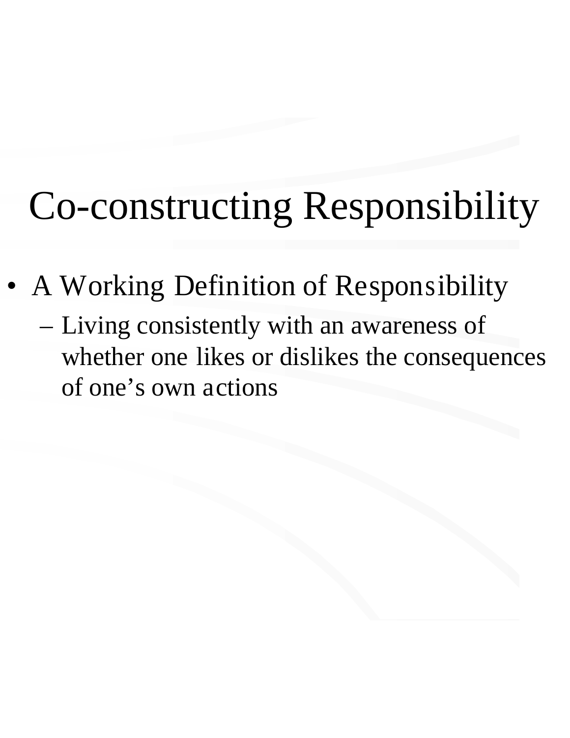# Co-constructing Responsibility

- A Working Definition of Responsibility
  - Living consistently with an awareness of whether one likes or dislikes the consequences of one's own actions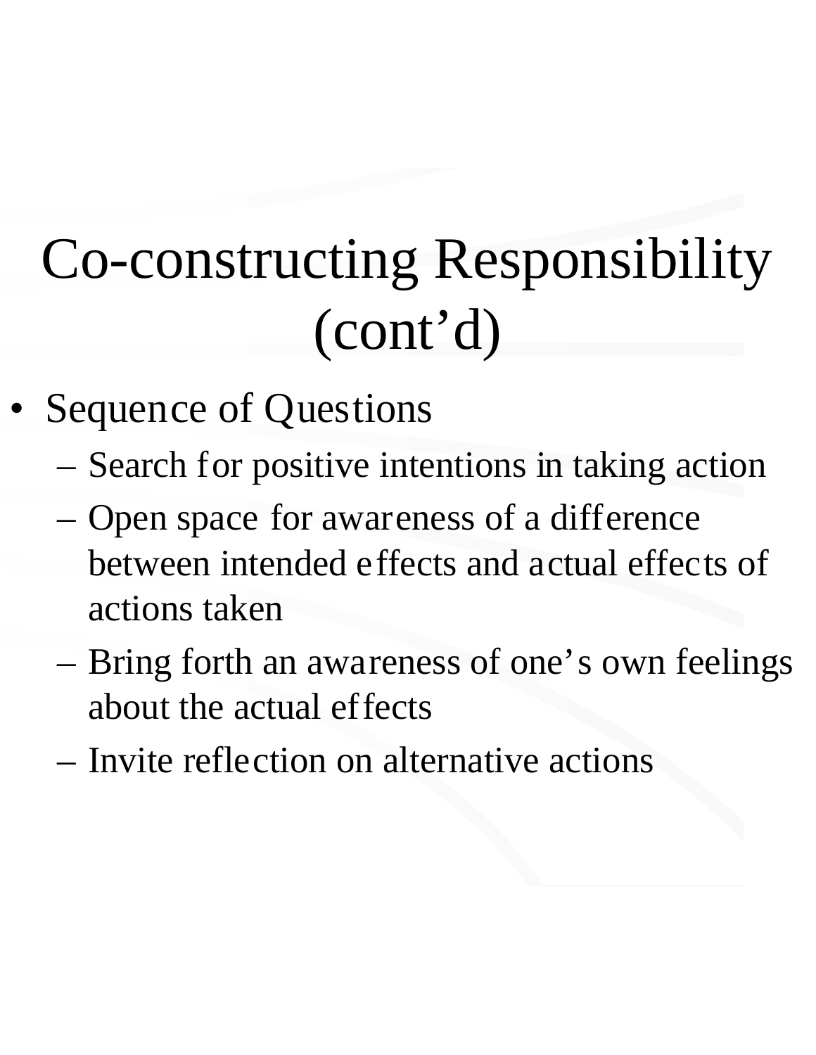# Co-constructing Responsibility (cont'd)

- Sequence of Questions
  - Search for positive intentions in taking action
  - Open space for awareness of a difference between intended effects and actual effects of actions taken
  - Bring forth an awareness of one's own feelings about the actual effects
  - Invite reflection on alternative actions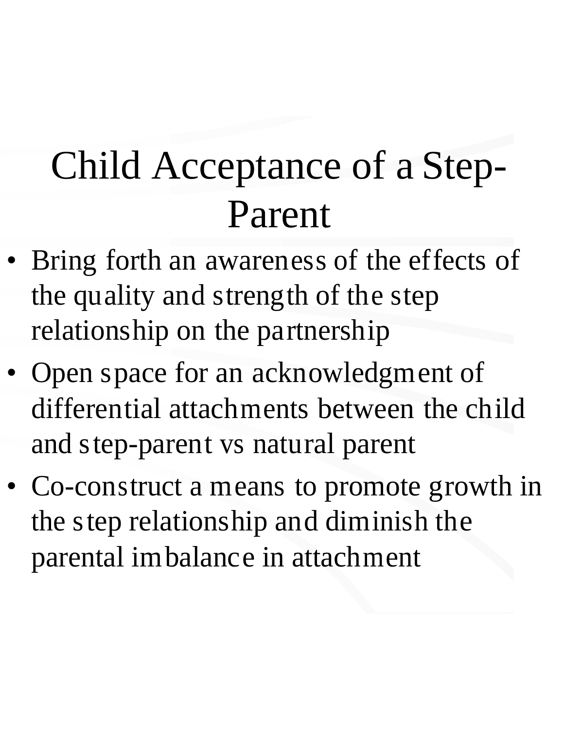# Child Acceptance of a Step-Parent

- Bring forth an awareness of the effects of the quality and strength of the step relationship on the partnership
- Open space for an acknowledgment of differential attachments between the child and step-parent vs natural parent
- Co-construct a means to promote growth in the step relationship and diminish the parental imbalance in attachment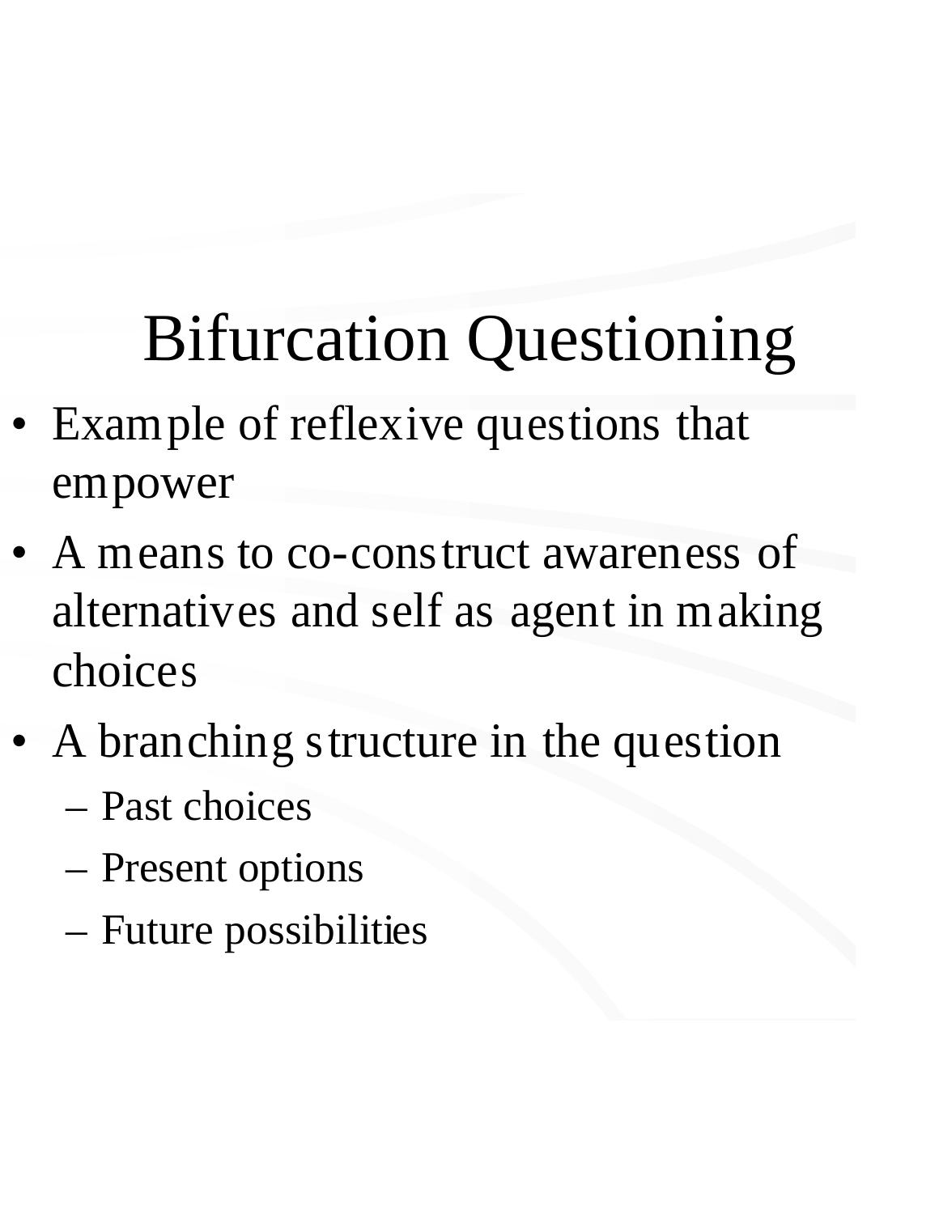# Bifurcation Questioning

- Example of reflexive questions that empower
- A means to co-construct awareness of alternatives and self as agent in making choices
- A branching structure in the question
  - Past choices
  - Present options
  - Future possibilities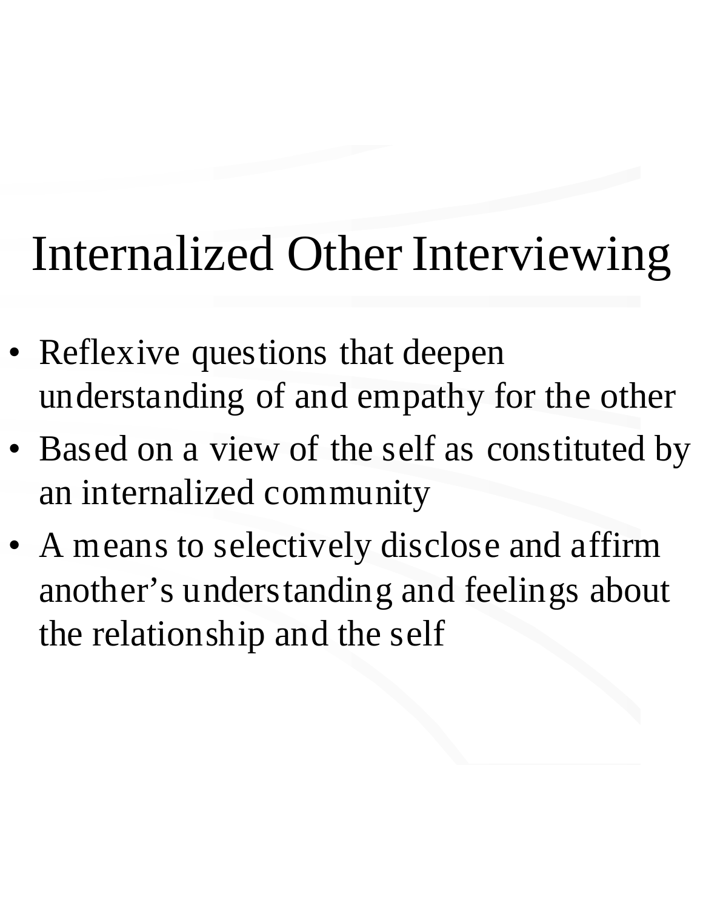# Internalized Other Interviewing

- Reflexive questions that deepen understanding of and empathy for the other
- Based on a view of the self as constituted by an internalized community
- A means to selectively disclose and affirm another's understanding and feelings about the relationship and the self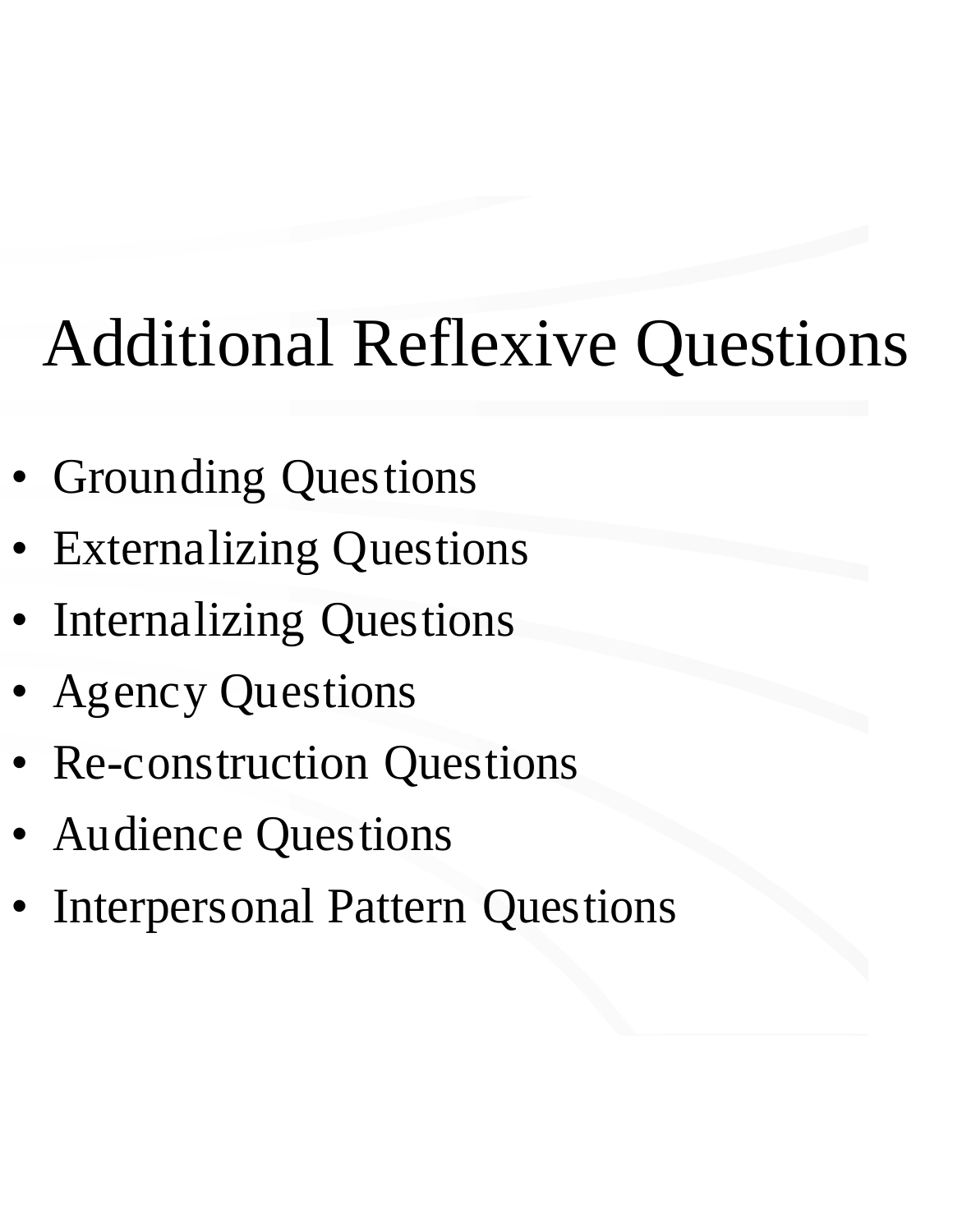# Additional Reflexive Questions

- Grounding Questions
- Externalizing Questions
- Internalizing Questions
- Agency Questions
- Re-construction Questions
- Audience Questions
- Interpersonal Pattern Questions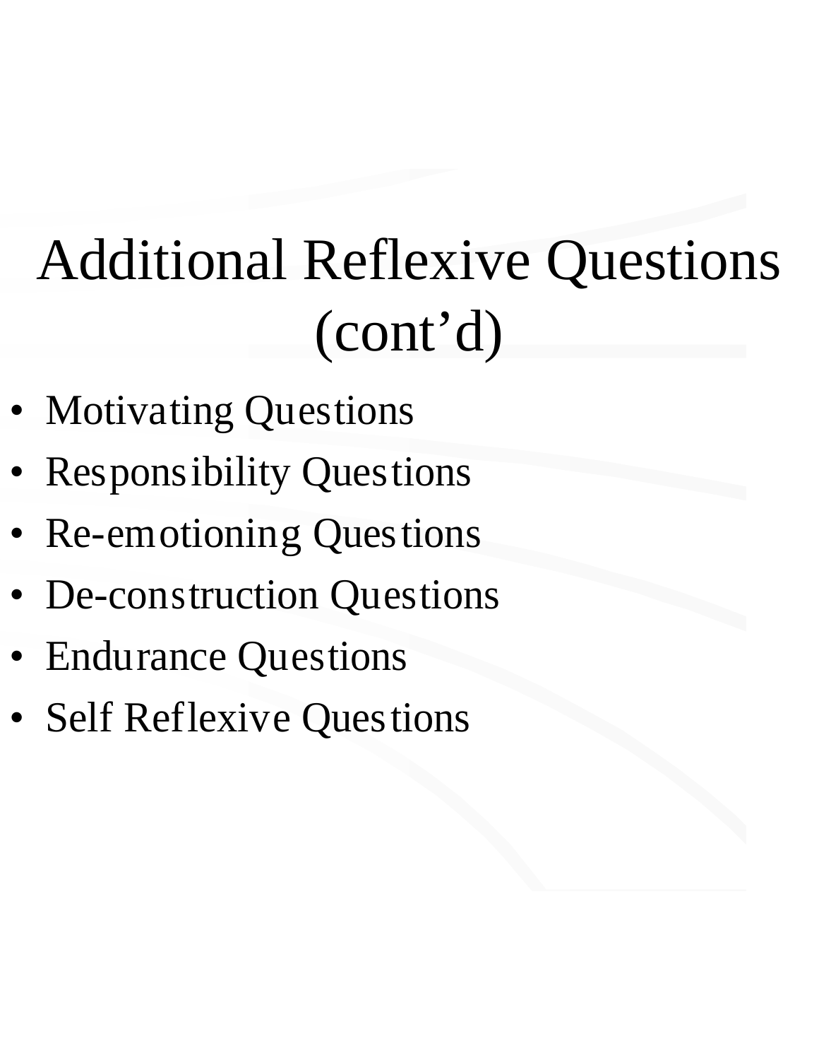# Additional Reflexive Questions (cont'd)

- Motivating Questions
- Responsibility Questions
- Re-emotioning Questions
- De-construction Questions
- Endurance Questions
- Self Reflexive Questions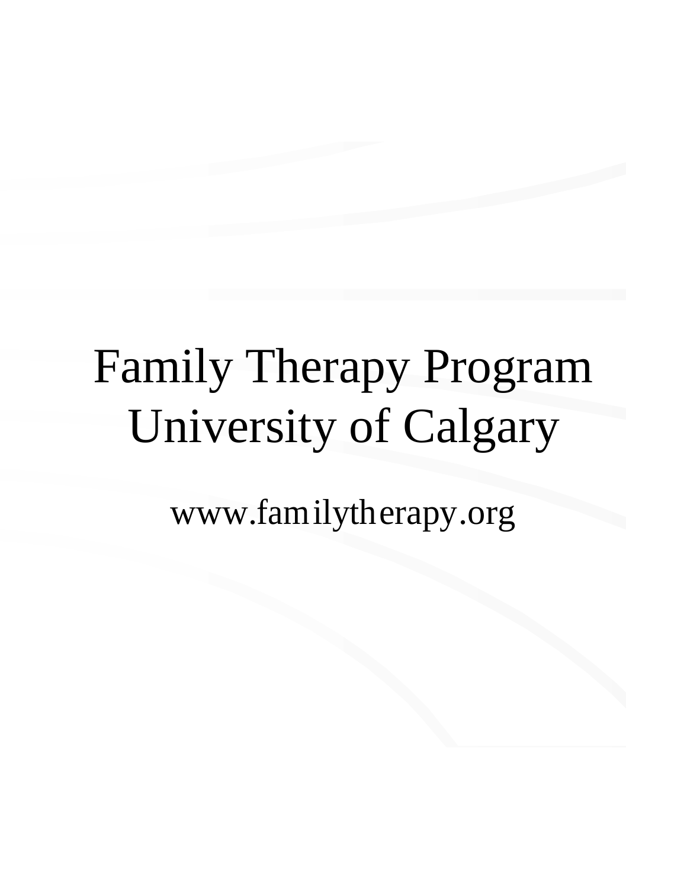Family Therapy Program
University of Calgary

www.familytherapy.org